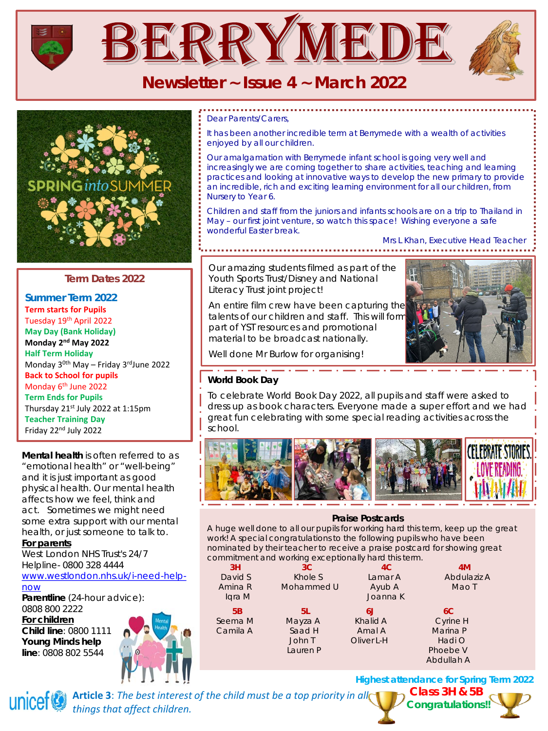# BERRYMEDE

## Newsletter ~ Issue 4 ~ March 2022

Dear Parents/Carers,

It has been another incredible term at Berrymede with a wealth of activities enjoyed by all our children.

Our amalgamation with Berrymede infant school is going very well and increasingly we are coming together to share activities, teaching and learning practices and looking at innovative ways to develop the new primary to provide an incredible, rich and exciting learning environment for all our children, from Nursery to Year 6.

Children and staff from the juniors and infants schools are on a trip to Thailand in May – our first joint venture, so watch this space! Wishing everyone a safe wonderful Easter break.

Mrs L Khan, Executive Head Teacher

### Term Dates 2022

**Summer Term 2022**

**Term starts for Pupils**
Tuesday 19th April 2022

**May Day (Bank Holiday)**
Monday 2nd May 2022

**Half Term Holiday**
Monday 30th May – Friday 3rd June 2022

**Back to School for pupils**
Monday 6th June 2022

**Term Ends for Pupils**
Thursday 21st July 2022 at 1:15pm

**Teacher Training Day**
Friday 22nd July 2022

Our amazing students filmed as part of the Youth Sports Trust/Disney and National Literacy Trust joint project!

An entire film crew have been capturing the talents of our children and staff. This will form part of YST resources and promotional material to be broadcast nationally.

Well done Mr Burlow for organising!

### World Book Day

To celebrate World Book Day 2022, all pupils and staff were asked to dress up as book characters. Everyone made a super effort and we had great fun celebrating with some special reading activities across the school.

**Mental health** is often referred to as "emotional health" or "well-being" and it is just important as good physical health. Our mental health affects how we feel, think and act. Sometimes we might need some extra support with our mental health, or just someone to talk to.

**For parents**
West London NHS Trust's 24/7 Helpline- 0800 328 4444
www.westlondon.nhs.uk/i-need-help-now
**Parentline** (24-hour advice): 0808 800 2222

**For children**
**Child line**: 0800 1111
**Young Minds help line**: 0808 802 5544

### Praise Postcards

A huge well done to all our pupils for working hard this term, keep up the great work! A special congratulations to the following pupils who have been nominated by their teacher to receive a praise postcard for showing great commitment and working exceptionally hard this term.

| 3H | 3C | 4C | 4M |
|---|---|---|---|
| David S<br>Amina R<br>Iqra M | Khole S<br>Mohammed U | Lamar A<br>Ayub A<br>Joanna K | Abdulaziz A<br>Mao T |

| 5B | 5L | 6J | 6C |
|---|---|---|---|
| Seema M<br>Camila A | Mayza A<br>Saad H<br>John T<br>Lauren P | Khalid A<br>Amal A<br>Oliver L-H | Cyrine H<br>Marina P<br>Hadi O<br>Phoebe V<br>Abdullah A |

**Highest attendance for Spring Term 2022**
**Class 3H & 5B**
**Congratulations!!**

**Article 3**: *The best interest of the child must be a top priority in all things that affect children.*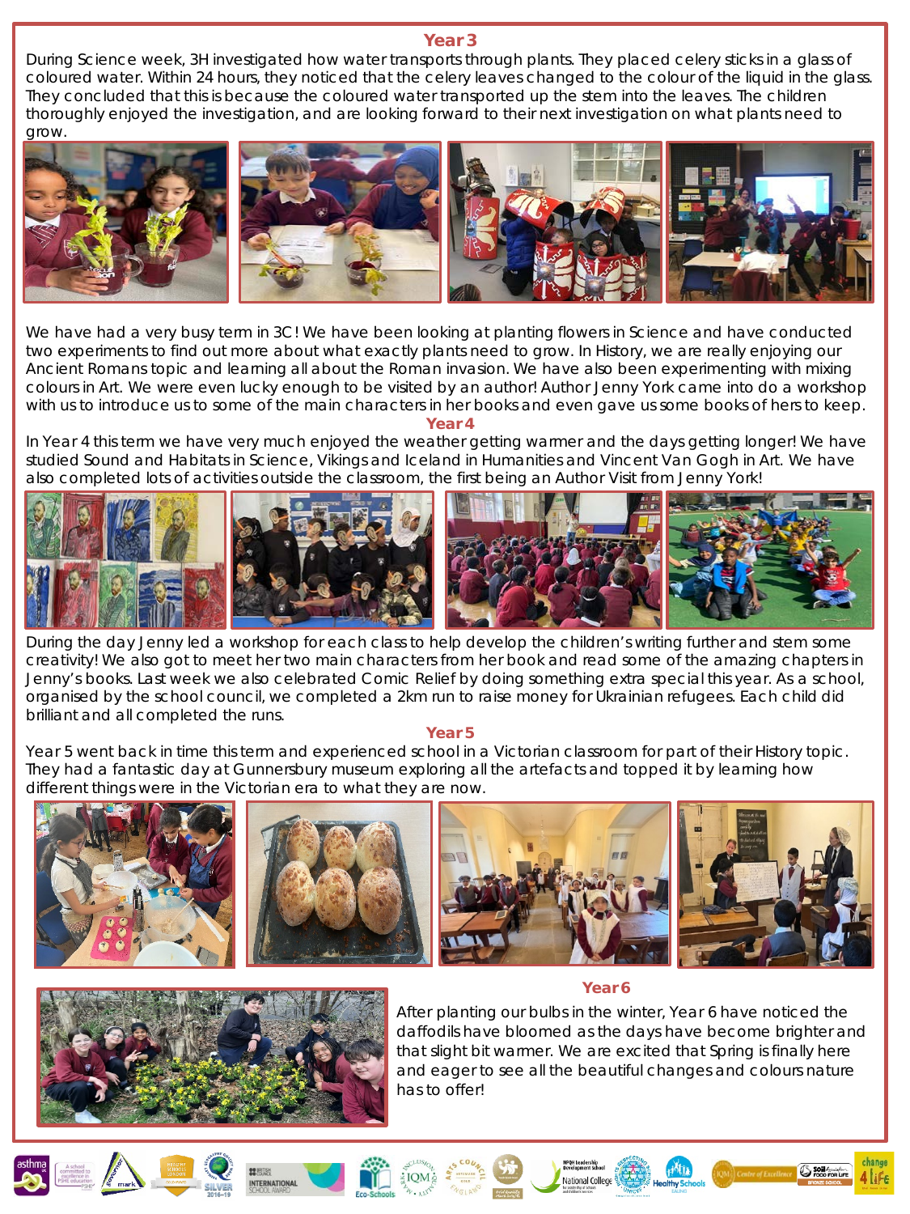## Year 3

During Science week, 3H investigated how water transports through plants. They placed celery sticks in a glass of coloured water. Within 24 hours, they noticed that the celery leaves changed to the colour of the liquid in the glass. They concluded that this is because the coloured water transported up the stem into the leaves. The children thoroughly enjoyed the investigation, and are looking forward to their next investigation on what plants need to grow.

We have had a very busy term in 3C! We have been looking at planting flowers in Science and have conducted two experiments to find out more about what exactly plants need to grow. In History, we are really enjoying our Ancient Romans topic and learning all about the Roman invasion. We have also been experimenting with mixing colours in Art. We were even lucky enough to be visited by an author! Author Jenny York came into do a workshop with us to introduce us to some of the main characters in her books and even gave us some books of hers to keep.

## Year 4

In Year 4 this term we have very much enjoyed the weather getting warmer and the days getting longer! We have studied Sound and Habitats in Science, Vikings and Iceland in Humanities and Vincent Van Gogh in Art. We have also completed lots of activities outside the classroom, the first being an Author Visit from Jenny York!

During the day Jenny led a workshop for each class to help develop the children's writing further and stem some creativity! We also got to meet her two main characters from her book and read some of the amazing chapters in Jenny's books. Last week we also celebrated Comic Relief by doing something extra special this year. As a school, organised by the school council, we completed a 2km run to raise money for Ukrainian refugees. Each child did brilliant and all completed the runs.

## Year 5

Year 5 went back in time this term and experienced school in a Victorian classroom for part of their History topic. They had a fantastic day at Gunnersbury museum exploring all the artefacts and topped it by learning how different things were in the Victorian era to what they are now.

## Year 6

After planting our bulbs in the winter, Year 6 have noticed the daffodils have bloomed as the days have become brighter and that slight bit warmer. We are excited that Spring is finally here and eager to see all the beautiful changes and colours nature has to offer!